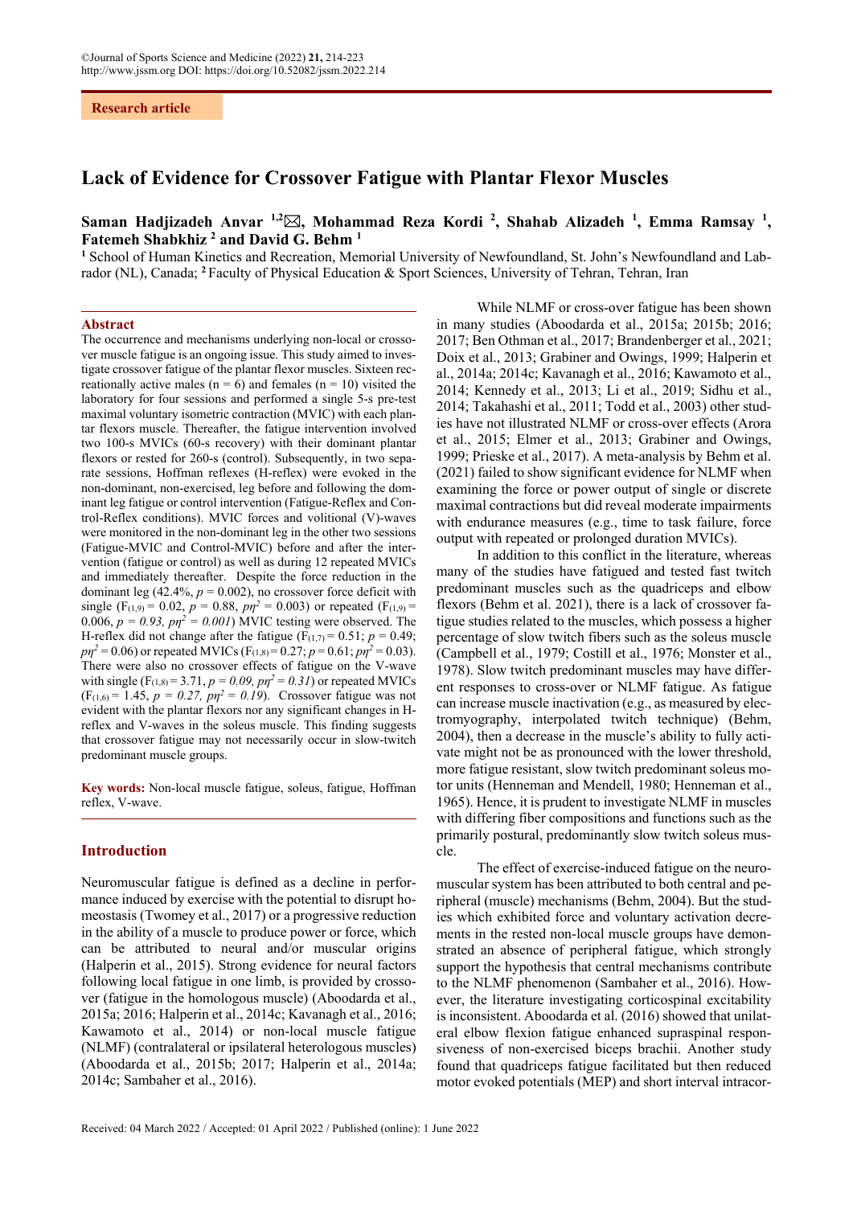Research article

# Lack of Evidence for Crossover Fatigue with Plantar Flexor Muscles

**Saman Hadjizadeh Anvar [1,2]✉, Mohammad Reza Kordi [2], Shahab Alizadeh [1], Emma Ramsay [1], Fatemeh Shabkhiz [2] and David G. Behm [1]**

[1] School of Human Kinetics and Recreation, Memorial University of Newfoundland, St. John's Newfoundland and Labrador (NL), Canada; [2] Faculty of Physical Education & Sport Sciences, University of Tehran, Tehran, Iran

## Abstract

The occurrence and mechanisms underlying non-local or crossover muscle fatigue is an ongoing issue. This study aimed to investigate crossover fatigue of the plantar flexor muscles. Sixteen recreationally active males (n = 6) and females (n = 10) visited the laboratory for four sessions and performed a single 5-s pre-test maximal voluntary isometric contraction (MVIC) with each plantar flexors muscle. Thereafter, the fatigue intervention involved two 100-s MVICs (60-s recovery) with their dominant plantar flexors or rested for 260-s (control). Subsequently, in two separate sessions, Hoffman reflexes (H-reflex) were evoked in the non-dominant, non-exercised, leg before and following the dominant leg fatigue or control intervention (Fatigue-Reflex and Control-Reflex conditions). MVIC forces and volitional (V)-waves were monitored in the non-dominant leg in the other two sessions (Fatigue-MVIC and Control-MVIC) before and after the intervention (fatigue or control) as well as during 12 repeated MVICs and immediately thereafter. Despite the force reduction in the dominant leg (42.4%, $p = 0.002$), no crossover force deficit with single ($F_{(1,9)} = 0.02$, $p = 0.88$, $p\eta^2 = 0.003$) or repeated ($F_{(1,9)} = 0.006$, $p = 0.93$, $p\eta^2 = 0.001$) MVIC testing were observed. The H-reflex did not change after the fatigue ($F_{(1,7)} = 0.51$; $p = 0.49$; $p\eta^2 = 0.06$) or repeated MVICs ($F_{(1,8)} = 0.27$; $p = 0.61$; $p\eta^2 = 0.03$). There were also no crossover effects of fatigue on the V-wave with single ($F_{(1,8)} = 3.71$, $p = 0.09$, $p\eta^2 = 0.31$) or repeated MVICs ($F_{(1,6)} = 1.45$, $p = 0.27$, $p\eta^2 = 0.19$). Crossover fatigue was not evident with the plantar flexors nor any significant changes in H-reflex and V-waves in the soleus muscle. This finding suggests that crossover fatigue may not necessarily occur in slow-twitch predominant muscle groups.

**Key words:** Non-local muscle fatigue, soleus, fatigue, Hoffman reflex, V-wave.

## Introduction

Neuromuscular fatigue is defined as a decline in performance induced by exercise with the potential to disrupt homeostasis (Twomey et al., 2017) or a progressive reduction in the ability of a muscle to produce power or force, which can be attributed to neural and/or muscular origins (Halperin et al., 2015). Strong evidence for neural factors following local fatigue in one limb, is provided by crossover (fatigue in the homologous muscle) (Aboodarda et al., 2015a; 2016; Halperin et al., 2014c; Kavanagh et al., 2016; Kawamoto et al., 2014) or non-local muscle fatigue (NLMF) (contralateral or ipsilateral heterologous muscles) (Aboodarda et al., 2015b; 2017; Halperin et al., 2014a; 2014c; Sambaher et al., 2016).

While NLMF or cross-over fatigue has been shown in many studies (Aboodarda et al., 2015a; 2015b; 2016; 2017; Ben Othman et al., 2017; Brandenberger et al., 2021; Doix et al., 2013; Grabiner and Owings, 1999; Halperin et al., 2014a; 2014c; Kavanagh et al., 2016; Kawamoto et al., 2014; Kennedy et al., 2013; Li et al., 2019; Sidhu et al., 2014; Takahashi et al., 2011; Todd et al., 2003) other studies have not illustrated NLMF or cross-over effects (Arora et al., 2015; Elmer et al., 2013; Grabiner and Owings, 1999; Prieske et al., 2017). A meta-analysis by Behm et al. (2021) failed to show significant evidence for NLMF when examining the force or power output of single or discrete maximal contractions but did reveal moderate impairments with endurance measures (e.g., time to task failure, force output with repeated or prolonged duration MVICs).

In addition to this conflict in the literature, whereas many of the studies have fatigued and tested fast twitch predominant muscles such as the quadriceps and elbow flexors (Behm et al. 2021), there is a lack of crossover fatigue studies related to the muscles, which possess a higher percentage of slow twitch fibers such as the soleus muscle (Campbell et al., 1979; Costill et al., 1976; Monster et al., 1978). Slow twitch predominant muscles may have different responses to cross-over or NLMF fatigue. As fatigue can increase muscle inactivation (e.g., as measured by electromyography, interpolated twitch technique) (Behm, 2004), then a decrease in the muscle's ability to fully activate might not be as pronounced with the lower threshold, more fatigue resistant, slow twitch predominant soleus motor units (Henneman and Mendell, 1980; Henneman et al., 1965). Hence, it is prudent to investigate NLMF in muscles with differing fiber compositions and functions such as the primarily postural, predominantly slow twitch soleus muscle.

The effect of exercise-induced fatigue on the neuromuscular system has been attributed to both central and peripheral (muscle) mechanisms (Behm, 2004). But the studies which exhibited force and voluntary activation decrements in the rested non-local muscle groups have demonstrated an absence of peripheral fatigue, which strongly support the hypothesis that central mechanisms contribute to the NLMF phenomenon (Sambaher et al., 2016). However, the literature investigating corticospinal excitability is inconsistent. Aboodarda et al. (2016) showed that unilateral elbow flexion fatigue enhanced supraspinal responsiveness of non-exercised biceps brachii. Another study found that quadriceps fatigue facilitated but then reduced motor evoked potentials (MEP) and short interval intracor-

Received: 04 March 2022 / Accepted: 01 April 2022 / Published (online): 1 June 2022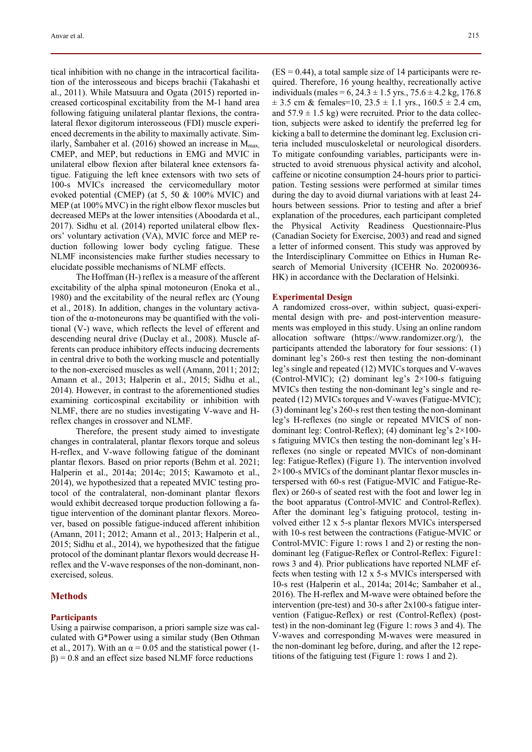tical inhibition with no change in the intracortical facilitation of the interosseous and biceps brachii (Takahashi et al., 2011). While Matsuura and Ogata (2015) reported increased corticospinal excitability from the M-1 hand area following fatiguing unilateral plantar flexions, the contralateral flexor digitorum interosseous (FDI) muscle experienced decrements in the ability to maximally activate. Similarly, Šambaher et al. (2016) showed an increase in $M_{max}$, CMEP, and MEP, but reductions in EMG and MVIC in unilateral elbow flexion after bilateral knee extensors fatigue. Fatiguing the left knee extensors with two sets of 100-s MVICs increased the cervicomedullary motor evoked potential (CMEP) (at 5, 50 & 100% MVIC) and MEP (at 100% MVC) in the right elbow flexor muscles but decreased MEPs at the lower intensities (Aboodarda et al., 2017). Sidhu et al. (2014) reported unilateral elbow flexors' voluntary activation (VA), MVIC force and MEP reduction following lower body cycling fatigue. These NLMF inconsistencies make further studies necessary to elucidate possible mechanisms of NLMF effects.

The Hoffman (H-) reflex is a measure of the afferent excitability of the alpha spinal motoneuron (Enoka et al., 1980) and the excitability of the neural reflex arc (Young et al., 2018). In addition, changes in the voluntary activation of the α-motoneurons may be quantified with the volitional (V-) wave, which reflects the level of efferent and descending neural drive (Duclay et al., 2008). Muscle afferents can produce inhibitory effects inducing decrements in central drive to both the working muscle and potentially to the non-exercised muscles as well (Amann, 2011; 2012; Amann et al., 2013; Halperin et al., 2015; Sidhu et al., 2014). However, in contrast to the aforementioned studies examining corticospinal excitability or inhibition with NLMF, there are no studies investigating V-wave and H-reflex changes in crossover and NLMF.

Therefore, the present study aimed to investigate changes in contralateral, plantar flexors torque and soleus H-reflex, and V-wave following fatigue of the dominant plantar flexors. Based on prior reports (Behm et al. 2021; Halperin et al., 2014a; 2014c; 2015; Kawamoto et al., 2014), we hypothesized that a repeated MVIC testing protocol of the contralateral, non-dominant plantar flexors would exhibit decreased torque production following a fatigue intervention of the dominant plantar flexors. Moreover, based on possible fatigue-induced afferent inhibition (Amann, 2011; 2012; Amann et al., 2013; Halperin et al., 2015; Sidhu et al., 2014), we hypothesized that the fatigue protocol of the dominant plantar flexors would decrease H-reflex and the V-wave responses of the non-dominant, non-exercised, soleus.

## Methods

### Participants

Using a pairwise comparison, a priori sample size was calculated with G*Power using a similar study (Ben Othman et al., 2017). With an $\alpha = 0.05$ and the statistical power ($1-\beta$) = 0.8 and an effect size based NLMF force reductions (ES = 0.44), a total sample size of 14 participants were required. Therefore, 16 young healthy, recreationally active individuals (males = 6, 24.3 ± 1.5 yrs., 75.6 ± 4.2 kg, 176.8 ± 3.5 cm & females=10, 23.5 ± 1.1 yrs., 160.5 ± 2.4 cm, and 57.9 ± 1.5 kg) were recruited. Prior to the data collection, subjects were asked to identify the preferred leg for kicking a ball to determine the dominant leg. Exclusion criteria included musculoskeletal or neurological disorders. To mitigate confounding variables, participants were instructed to avoid strenuous physical activity and alcohol, caffeine or nicotine consumption 24-hours prior to participation. Testing sessions were performed at similar times during the day to avoid diurnal variations with at least 24-hours between sessions. Prior to testing and after a brief explanation of the procedures, each participant completed the Physical Activity Readiness Questionnaire-Plus (Canadian Society for Exercise, 2003) and read and signed a letter of informed consent. This study was approved by the Interdisciplinary Committee on Ethics in Human Research of Memorial University (ICEHR No. 20200936-HK) in accordance with the Declaration of Helsinki.

### Experimental Design

A randomized cross-over, within subject, quasi-experimental design with pre- and post-intervention measurements was employed in this study. Using an online random allocation software (https://www.randomizer.org/), the participants attended the laboratory for four sessions: (1) dominant leg's 260-s rest then testing the non-dominant leg's single and repeated (12) MVICs torques and V-waves (Control-MVIC); (2) dominant leg's 2×100-s fatiguing MVICs then testing the non-dominant leg's single and repeated (12) MVICs torques and V-waves (Fatigue-MVIC); (3) dominant leg's 260-s rest then testing the non-dominant leg's H-reflexes (no single or repeated MVICS of non-dominant leg: Control-Reflex); (4) dominant leg's 2×100-s fatiguing MVICs then testing the non-dominant leg's H-reflexes (no single or repeated MVICs of non-dominant leg: Fatigue-Reflex) (Figure 1). The intervention involved 2×100-s MVICs of the dominant plantar flexor muscles interspersed with 60-s rest (Fatigue-MVIC and Fatigue-Reflex) or 260-s of seated rest with the foot and lower leg in the boot apparatus (Control-MVIC and Control-Reflex). After the dominant leg's fatiguing protocol, testing involved either 12 x 5-s plantar flexors MVICs interspersed with 10-s rest between the contractions (Fatigue-MVIC or Control-MVIC: Figure 1: rows 1 and 2) or resting the non-dominant leg (Fatigue-Reflex or Control-Reflex: Figure1: rows 3 and 4). Prior publications have reported NLMF effects when testing with 12 x 5-s MVICs interspersed with 10-s rest (Halperin et al., 2014a; 2014c; Sambaher et al., 2016). The H-reflex and M-wave were obtained before the intervention (pre-test) and 30-s after 2x100-s fatigue intervention (Fatigue-Reflex) or rest (Control-Reflex) (post-test) in the non-dominant leg (Figure 1: rows 3 and 4). The V-waves and corresponding M-waves were measured in the non-dominant leg before, during, and after the 12 repetitions of the fatiguing test (Figure 1: rows 1 and 2).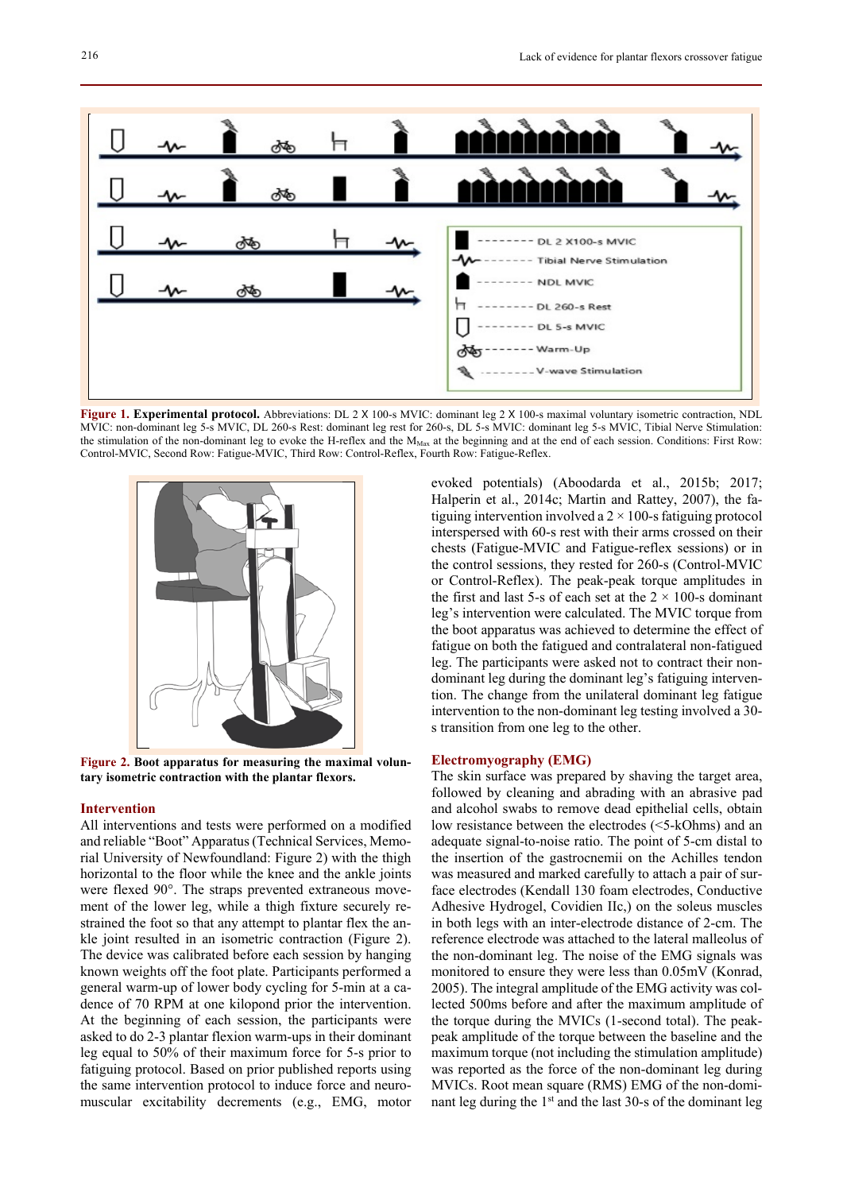Figure 1. **Experimental protocol.** Abbreviations: DL 2 X 100-s MVIC: dominant leg 2 X 100-s maximal voluntary isometric contraction, NDL MVIC: non-dominant leg 5-s MVIC, DL 260-s Rest: dominant leg rest for 260-s, DL 5-s MVIC: dominant leg 5-s MVIC, Tibial Nerve Stimulation: the stimulation of the non-dominant leg to evoke the H-reflex and the $M_{Max}$ at the beginning and at the end of each session. Conditions: First Row: Control-MVIC, Second Row: Fatigue-MVIC, Third Row: Control-Reflex, Fourth Row: Fatigue-Reflex.

Figure 2. **Boot apparatus for measuring the maximal voluntary isometric contraction with the plantar flexors.**

## Intervention

All interventions and tests were performed on a modified and reliable "Boot" Apparatus (Technical Services, Memorial University of Newfoundland: Figure 2) with the thigh horizontal to the floor while the knee and the ankle joints were flexed 90°. The straps prevented extraneous movement of the lower leg, while a thigh fixture securely restrained the foot so that any attempt to plantar flex the ankle joint resulted in an isometric contraction (Figure 2). The device was calibrated before each session by hanging known weights off the foot plate. Participants performed a general warm-up of lower body cycling for 5-min at a cadence of 70 RPM at one kilopond prior the intervention. At the beginning of each session, the participants were asked to do 2-3 plantar flexion warm-ups in their dominant leg equal to 50% of their maximum force for 5-s prior to fatiguing protocol. Based on prior published reports using the same intervention protocol to induce force and neuromuscular excitability decrements (e.g., EMG, motor evoked potentials) (Aboodarda et al., 2015b; 2017; Halperin et al., 2014c; Martin and Rattey, 2007), the fatiguing intervention involved a 2 × 100-s fatiguing protocol interspersed with 60-s rest with their arms crossed on their chests (Fatigue-MVIC and Fatigue-reflex sessions) or in the control sessions, they rested for 260-s (Control-MVIC or Control-Reflex). The peak-peak torque amplitudes in the first and last 5-s of each set at the 2 × 100-s dominant leg's intervention were calculated. The MVIC torque from the boot apparatus was achieved to determine the effect of fatigue on both the fatigued and contralateral non-fatigued leg. The participants were asked not to contract their non-dominant leg during the dominant leg's fatiguing intervention. The change from the unilateral dominant leg fatigue intervention to the non-dominant leg testing involved a 30-s transition from one leg to the other.

## Electromyography (EMG)

The skin surface was prepared by shaving the target area, followed by cleaning and abrading with an abrasive pad and alcohol swabs to remove dead epithelial cells, obtain low resistance between the electrodes (<5-kOhms) and an adequate signal-to-noise ratio. The point of 5-cm distal to the insertion of the gastrocnemii on the Achilles tendon was measured and marked carefully to attach a pair of surface electrodes (Kendall 130 foam electrodes, Conductive Adhesive Hydrogel, Covidien IIc,) on the soleus muscles in both legs with an inter-electrode distance of 2-cm. The reference electrode was attached to the lateral malleolus of the non-dominant leg. The noise of the EMG signals was monitored to ensure they were less than 0.05mV (Konrad, 2005). The integral amplitude of the EMG activity was collected 500ms before and after the maximum amplitude of the torque during the MVICs (1-second total). The peak-peak amplitude of the torque between the baseline and the maximum torque (not including the stimulation amplitude) was reported as the force of the non-dominant leg during MVICs. Root mean square (RMS) EMG of the non-dominant leg during the 1st and the last 30-s of the dominant leg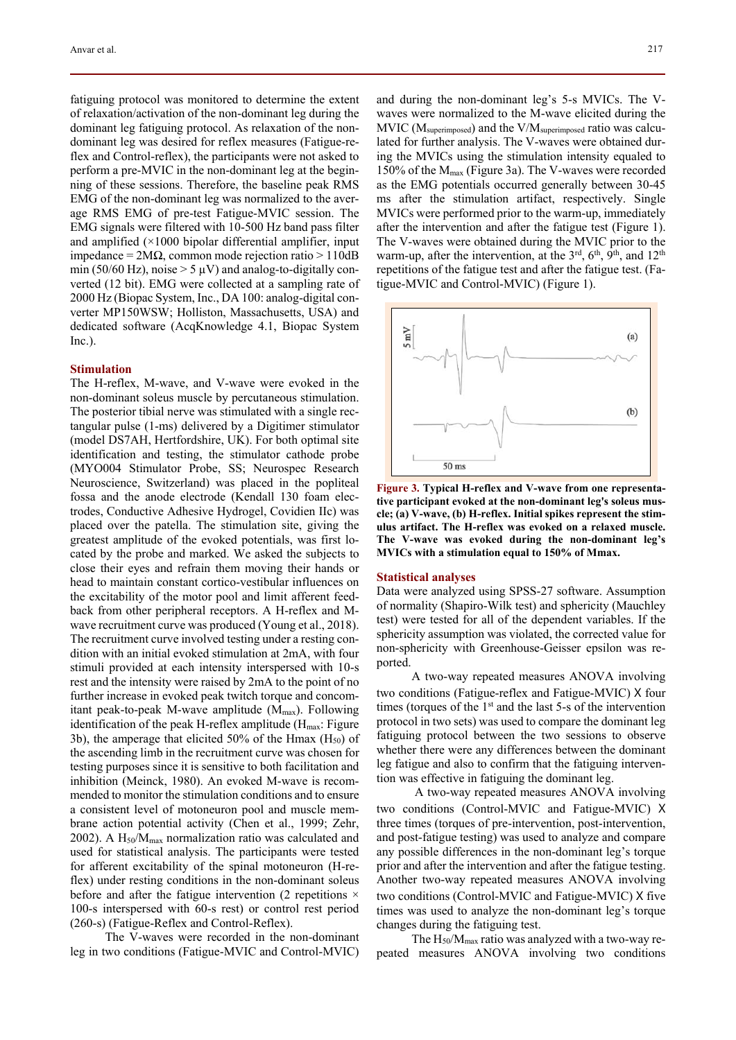fatiguing protocol was monitored to determine the extent of relaxation/activation of the non-dominant leg during the dominant leg fatiguing protocol. As relaxation of the non-dominant leg was desired for reflex measures (Fatigue-reflex and Control-reflex), the participants were not asked to perform a pre-MVIC in the non-dominant leg at the beginning of these sessions. Therefore, the baseline peak RMS EMG of the non-dominant leg was normalized to the average RMS EMG of pre-test Fatigue-MVIC session. The EMG signals were filtered with 10-500 Hz band pass filter and amplified (×1000 bipolar differential amplifier, input impedance = 2MΩ, common mode rejection ratio > 110dB min (50/60 Hz), noise > 5 μV) and analog-to-digitally converted (12 bit). EMG were collected at a sampling rate of 2000 Hz (Biopac System, Inc., DA 100: analog-digital converter MP150WSW; Holliston, Massachusetts, USA) and dedicated software (AcqKnowledge 4.1, Biopac System Inc.).

## Stimulation

The H-reflex, M-wave, and V-wave were evoked in the non-dominant soleus muscle by percutaneous stimulation. The posterior tibial nerve was stimulated with a single rectangular pulse (1-ms) delivered by a Digitimer stimulator (model DS7AH, Hertfordshire, UK). For both optimal site identification and testing, the stimulator cathode probe (MYO004 Stimulator Probe, SS; Neurospec Research Neuroscience, Switzerland) was placed in the popliteal fossa and the anode electrode (Kendall 130 foam electrodes, Conductive Adhesive Hydrogel, Covidien IIc) was placed over the patella. The stimulation site, giving the greatest amplitude of the evoked potentials, was first located by the probe and marked. We asked the subjects to close their eyes and refrain them moving their hands or head to maintain constant cortico-vestibular influences on the excitability of the motor pool and limit afferent feedback from other peripheral receptors. A H-reflex and M-wave recruitment curve was produced (Young et al., 2018). The recruitment curve involved testing under a resting condition with an initial evoked stimulation at 2mA, with four stimuli provided at each intensity interspersed with 10-s rest and the intensity were raised by 2mA to the point of no further increase in evoked peak twitch torque and concomitant peak-to-peak M-wave amplitude ($M_{max}$). Following identification of the peak H-reflex amplitude ($H_{max}$: Figure 3b), the amperage that elicited 50% of the Hmax ($H_{50}$) of the ascending limb in the recruitment curve was chosen for testing purposes since it is sensitive to both facilitation and inhibition (Meinck, 1980). An evoked M-wave is recommended to monitor the stimulation conditions and to ensure a consistent level of motoneuron pool and muscle membrane action potential activity (Chen et al., 1999; Zehr, 2002). A $H_{50}/M_{max}$ normalization ratio was calculated and used for statistical analysis. The participants were tested for afferent excitability of the spinal motoneuron (H-reflex) under resting conditions in the non-dominant soleus before and after the fatigue intervention (2 repetitions × 100-s interspersed with 60-s rest) or control rest period (260-s) (Fatigue-Reflex and Control-Reflex).

The V-waves were recorded in the non-dominant leg in two conditions (Fatigue-MVIC and Control-MVIC) and during the non-dominant leg's 5-s MVICs. The V-waves were normalized to the M-wave elicited during the MVIC ($M_{superimposed}$) and the $V/M_{superimposed}$ ratio was calculated for further analysis. The V-waves were obtained during the MVICs using the stimulation intensity equaled to 150% of the $M_{max}$ (Figure 3a). The V-waves were recorded as the EMG potentials occurred generally between 30-45 ms after the stimulation artifact, respectively. Single MVICs were performed prior to the warm-up, immediately after the intervention and after the fatigue test (Figure 1). The V-waves were obtained during the MVIC prior to the warm-up, after the intervention, at the 3rd, 6th, 9th, and 12th repetitions of the fatigue test and after the fatigue test. (Fatigue-MVIC and Control-MVIC) (Figure 1).

**Figure 3. Typical H-reflex and V-wave from one representative participant evoked at the non-dominant leg's soleus muscle; (a) V-wave, (b) H-reflex. Initial spikes represent the stimulus artifact. The H-reflex was evoked on a relaxed muscle. The V-wave was evoked during the non-dominant leg's MVICs with a stimulation equal to 150% of Mmax.**

## Statistical analyses

Data were analyzed using SPSS-27 software. Assumption of normality (Shapiro-Wilk test) and sphericity (Mauchley test) were tested for all of the dependent variables. If the sphericity assumption was violated, the corrected value for non-sphericity with Greenhouse-Geisser epsilon was reported.

A two-way repeated measures ANOVA involving two conditions (Fatigue-reflex and Fatigue-MVIC) X four times (torques of the 1st and the last 5-s of the intervention protocol in two sets) was used to compare the dominant leg fatiguing protocol between the two sessions to observe whether there were any differences between the dominant leg fatigue and also to confirm that the fatiguing intervention was effective in fatiguing the dominant leg.

A two-way repeated measures ANOVA involving two conditions (Control-MVIC and Fatigue-MVIC) X three times (torques of pre-intervention, post-intervention, and post-fatigue testing) was used to analyze and compare any possible differences in the non-dominant leg's torque prior and after the intervention and after the fatigue testing. Another two-way repeated measures ANOVA involving two conditions (Control-MVIC and Fatigue-MVIC) X five times was used to analyze the non-dominant leg's torque changes during the fatiguing test.

The $H_{50}/M_{max}$ ratio was analyzed with a two-way repeated measures ANOVA involving two conditions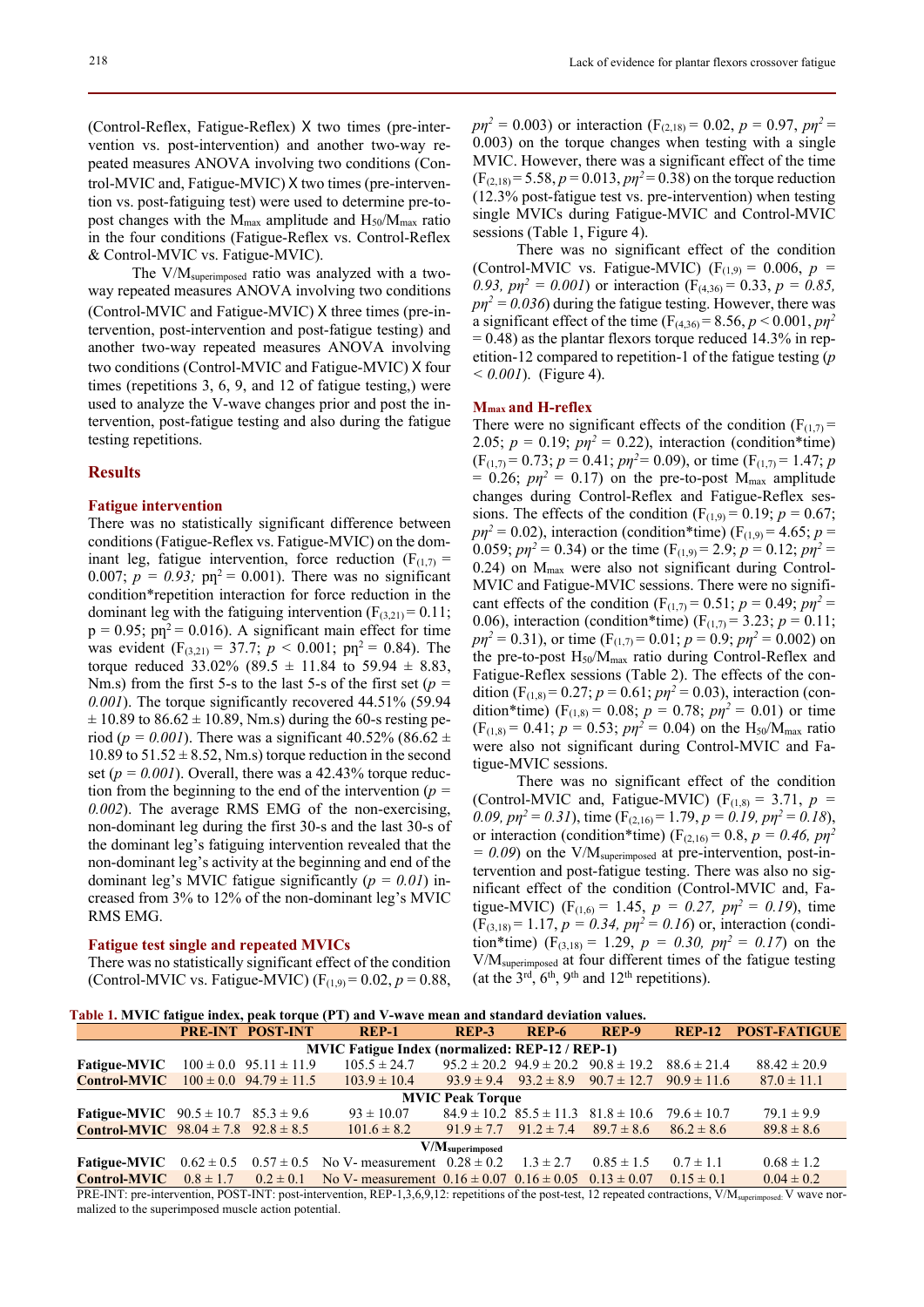(Control-Reflex, Fatigue-Reflex) X two times (pre-intervention vs. post-intervention) and another two-way repeated measures ANOVA involving two conditions (Control-MVIC and, Fatigue-MVIC) X two times (pre-intervention vs. post-fatiguing test) were used to determine pre-to-post changes with the $M_{max}$ amplitude and $H_{50}/M_{max}$ ratio in the four conditions (Fatigue-Reflex vs. Control-Reflex & Control-MVIC vs. Fatigue-MVIC).

The $V/M_{superimposed}$ ratio was analyzed with a two-way repeated measures ANOVA involving two conditions (Control-MVIC and Fatigue-MVIC) X three times (pre-intervention, post-intervention and post-fatigue testing) and another two-way repeated measures ANOVA involving two conditions (Control-MVIC and Fatigue-MVIC) X four times (repetitions 3, 6, 9, and 12 of fatigue testing,) were used to analyze the V-wave changes prior and post the intervention, post-fatigue testing and also during the fatigue testing repetitions.

## Results

### Fatigue intervention

There was no statistically significant difference between conditions (Fatigue-Reflex vs. Fatigue-MVIC) on the dominant leg, fatigue intervention, force reduction ($F_{(1,7)}$ = 0.007; *p = 0.93;* $p\eta^2$ = 0.001). There was no significant condition*repetition interaction for force reduction in the dominant leg with the fatiguing intervention ($F_{(3,21)}$ = 0.11; p = 0.95; $p\eta^2$ = 0.016). A significant main effect for time was evident ($F_{(3,21)}$ = 37.7; $p$ < 0.001; $p\eta^2$ = 0.84). The torque reduced 33.02% (89.5 ± 11.84 to 59.94 ± 8.83, Nm.s) from the first 5-s to the last 5-s of the first set (*p = 0.001*). The torque significantly recovered 44.51% (59.94 ± 10.89 to 86.62 ± 10.89, Nm.s) during the 60-s resting period (*p = 0.001*). There was a significant 40.52% (86.62 ± 10.89 to 51.52 ± 8.52, Nm.s) torque reduction in the second set (*p = 0.001*). Overall, there was a 42.43% torque reduction from the beginning to the end of the intervention (*p = 0.002*). The average RMS EMG of the non-exercising, non-dominant leg during the first 30-s and the last 30-s of the dominant leg's fatiguing intervention revealed that the non-dominant leg's activity at the beginning and end of the dominant leg's MVIC fatigue significantly (*p = 0.01*) increased from 3% to 12% of the non-dominant leg's MVIC RMS EMG.

### Fatigue test single and repeated MVICs

There was no statistically significant effect of the condition (Control-MVIC vs. Fatigue-MVIC) ($F_{(1,9)}$ = 0.02, $p$ = 0.88, $p\eta^2$ = 0.003) or interaction ($F_{(2,18)}$ = 0.02, $p$ = 0.97, $p\eta^2$ = 0.003) on the torque changes when testing with a single MVIC. However, there was a significant effect of the time ($F_{(2,18)}$ = 5.58, $p$ = 0.013, $p\eta^2$ = 0.38) on the torque reduction (12.3% post-fatigue test vs. pre-intervention) when testing single MVICs during Fatigue-MVIC and Control-MVIC sessions (Table 1, Figure 4).

There was no significant effect of the condition (Control-MVIC vs. Fatigue-MVIC) ($F_{(1,9)}$ = 0.006, *p = 0.93,* $p\eta^2$ *= 0.001*) or interaction ($F_{(4,36)}$ = 0.33, *p = 0.85,* $p\eta^2$ *= 0.036*) during the fatigue testing. However, there was a significant effect of the time ($F_{(4,36)}$ = 8.56, $p$ < 0.001, $p\eta^2$ = 0.48) as the plantar flexors torque reduced 14.3% in repetition-12 compared to repetition-1 of the fatigue testing (*p < 0.001*). (Figure 4).

### $M_{max}$ and H-reflex

There were no significant effects of the condition ($F_{(1,7)}$ = 2.05; $p$ = 0.19; $p\eta^2$ = 0.22), interaction (condition*time) ($F_{(1,7)}$ = 0.73; $p$ = 0.41; $p\eta^2$ = 0.09), or time ($F_{(1,7)}$ = 1.47; $p$ = 0.26; $p\eta^2$ = 0.17) on the pre-to-post $M_{max}$ amplitude changes during Control-Reflex and Fatigue-Reflex sessions. The effects of the condition ($F_{(1,9)}$ = 0.19; $p$ = 0.67; $p\eta^2$ = 0.02), interaction (condition*time) ($F_{(1,9)}$ = 4.65; $p$ = 0.059; $p\eta^2$ = 0.34) or the time ($F_{(1,9)}$ = 2.9; $p$ = 0.12; $p\eta^2$ = 0.24) on $M_{max}$ were also not significant during Control-MVIC and Fatigue-MVIC sessions. There were no significant effects of the condition ($F_{(1,7)}$ = 0.51; $p$ = 0.49; $p\eta^2$ = 0.06), interaction (condition*time) ($F_{(1,7)}$ = 3.23; $p$ = 0.11; $p\eta^2$ = 0.31), or time ($F_{(1,7)}$ = 0.01; $p$ = 0.9; $p\eta^2$ = 0.002) on the pre-to-post $H_{50}/M_{max}$ ratio during Control-Reflex and Fatigue-Reflex sessions (Table 2). The effects of the condition ($F_{(1,8)}$ = 0.27; $p$ = 0.61; $p\eta^2$ = 0.03), interaction (condition*time) ($F_{(1,8)}$ = 0.08; $p$ = 0.78; $p\eta^2$ = 0.01) or time ($F_{(1,8)}$ = 0.41; $p$ = 0.53; $p\eta^2$ = 0.04) on the $H_{50}/M_{max}$ ratio were also not significant during Control-MVIC and Fatigue-MVIC sessions.

There was no significant effect of the condition (Control-MVIC and, Fatigue-MVIC) ($F_{(1,8)}$ = 3.71, *p = 0.09,* $p\eta^2$ *= 0.31*), time ($F_{(2,16)}$ = 1.79, *p = 0.19,* $p\eta^2$ *= 0.18*), or interaction (condition*time) ($F_{(2,16)}$ = 0.8, *p = 0.46,* $p\eta^2$ *= 0.09*) on the $V/M_{superimposed}$ at pre-intervention, post-intervention and post-fatigue testing. There was also no significant effect of the condition (Control-MVIC and, Fatigue-MVIC) ($F_{(1,6)}$ = 1.45, *p = 0.27,* $p\eta^2$ *= 0.19*), time ($F_{(3,18)}$ = 1.17, *p = 0.34,* $p\eta^2$ *= 0.16*) or, interaction (condition*time) ($F_{(3,18)}$ = 1.29, *p = 0.30,* $p\eta^2$ *= 0.17*) on the $V/M_{superimposed}$ at four different times of the fatigue testing (at the 3rd, 6th, 9th and 12th repetitions).

**Table 1. MVIC fatigue index, peak torque (PT) and V-wave mean and standard deviation values.**

| | PRE-INT | POST-INT | REP-1 | REP-3 | REP-6 | REP-9 | REP-12 | POST-FATIGUE |
|---|---|---|---|---|---|---|---|---|
| **MVIC Fatigue Index (normalized: REP-12 / REP-1)** | | | | | | | | |
| **Fatigue-MVIC** | 100 ± 0.0 | 95.11 ± 11.9 | 105.5 ± 24.7 | 95.2 ± 20.2 | 94.9 ± 20.2 | 90.8 ± 19.2 | 88.6 ± 21.4 | 88.42 ± 20.9 |
| **Control-MVIC** | 100 ± 0.0 | 94.79 ± 11.5 | 103.9 ± 10.4 | 93.9 ± 9.4 | 93.2 ± 8.9 | 90.7 ± 12.7 | 90.9 ± 11.6 | 87.0 ± 11.1 |
| **MVIC Peak Torque** | | | | | | | | |
| **Fatigue-MVIC** | 90.5 ± 10.7 | 85.3 ± 9.6 | 93 ± 10.07 | 84.9 ± 10.2 | 85.5 ± 11.3 | 81.8 ± 10.6 | 79.6 ± 10.7 | 79.1 ± 9.9 |
| **Control-MVIC** | 98.04 ± 7.8 | 92.8 ± 8.5 | 101.6 ± 8.2 | 91.9 ± 7.7 | 91.2 ± 7.4 | 89.7 ± 8.6 | 86.2 ± 8.6 | 89.8 ± 8.6 |
| **$V/M_{superimposed}$** | | | | | | | | |
| **Fatigue-MVIC** | 0.62 ± 0.5 | 0.57 ± 0.5 | No V- measurement | 0.28 ± 0.2 | 1.3 ± 2.7 | 0.85 ± 1.5 | 0.7 ± 1.1 | 0.68 ± 1.2 |
| **Control-MVIC** | 0.8 ± 1.7 | 0.2 ± 0.1 | No V- measurement | 0.16 ± 0.07 | 0.16 ± 0.05 | 0.13 ± 0.07 | 0.15 ± 0.1 | 0.04 ± 0.2 |

PRE-INT: pre-intervention, POST-INT: post-intervention, REP-1,3,6,9,12: repetitions of the post-test, 12 repeated contractions, $V/M_{superimposed}$: V wave normalized to the superimposed muscle action potential.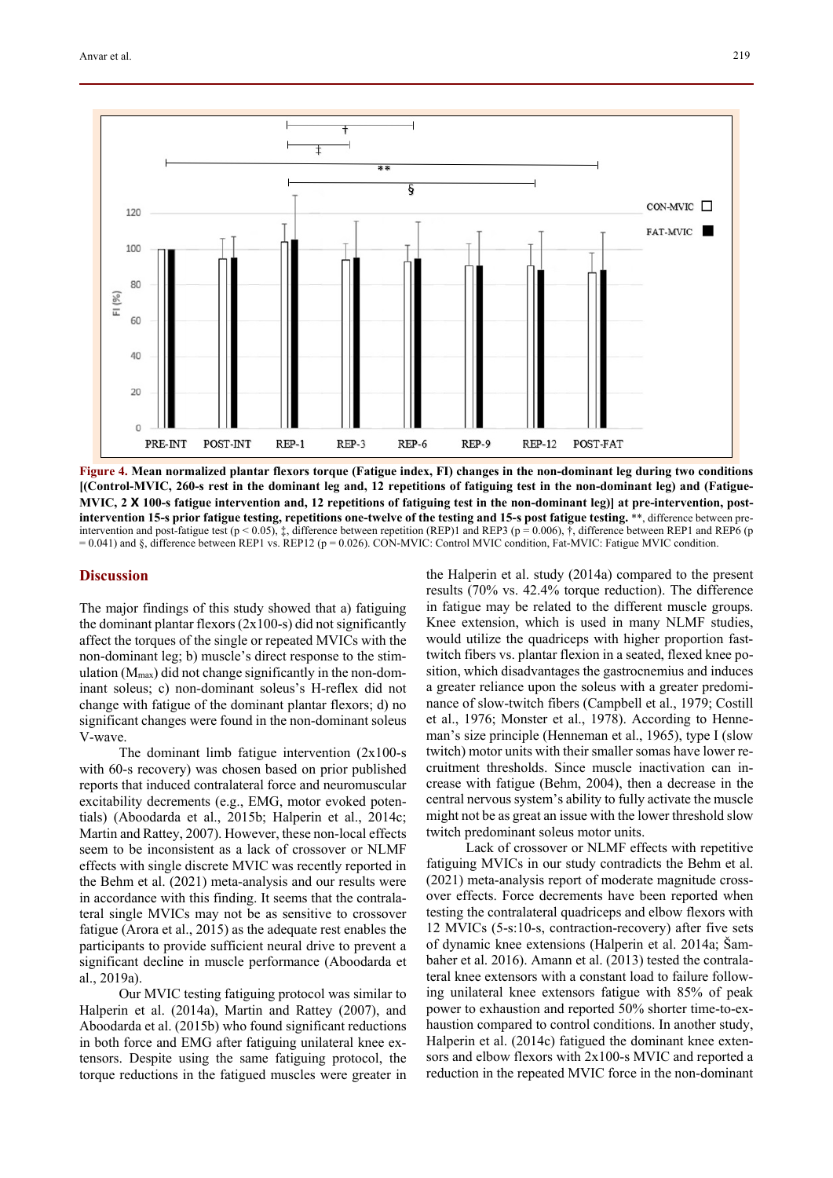**Figure 4. Mean normalized plantar flexors torque (Fatigue index, FI) changes in the non-dominant leg during two conditions [(Control-MVIC, 260-s rest in the dominant leg and, 12 repetitions of fatiguing test in the non-dominant leg) and (Fatigue-MVIC, 2 X 100-s fatigue intervention and, 12 repetitions of fatiguing test in the non-dominant leg)] at pre-intervention, post-intervention 15-s prior fatigue testing, repetitions one-twelve of the testing and 15-s post fatigue testing.** **, difference between pre-intervention and post-fatigue test ($p < 0.05$), ‡, difference between repetition (REP)1 and REP3 ($p = 0.006$), †, difference between REP1 and REP6 ($p = 0.041$) and §, difference between REP1 vs. REP12 ($p = 0.026$). CON-MVIC: Control MVIC condition, Fat-MVIC: Fatigue MVIC condition.

## Discussion

The major findings of this study showed that a) fatiguing the dominant plantar flexors (2x100-s) did not significantly affect the torques of the single or repeated MVICs with the non-dominant leg; b) muscle's direct response to the stimulation ($M_{max}$) did not change significantly in the non-dominant soleus; c) non-dominant soleus's H-reflex did not change with fatigue of the dominant plantar flexors; d) no significant changes were found in the non-dominant soleus V-wave.

The dominant limb fatigue intervention (2x100-s with 60-s recovery) was chosen based on prior published reports that induced contralateral force and neuromuscular excitability decrements (e.g., EMG, motor evoked potentials) (Aboodarda et al., 2015b; Halperin et al., 2014c; Martin and Rattey, 2007). However, these non-local effects seem to be inconsistent as a lack of crossover or NLMF effects with single discrete MVIC was recently reported in the Behm et al. (2021) meta-analysis and our results were in accordance with this finding. It seems that the contralateral single MVICs may not be as sensitive to crossover fatigue (Arora et al., 2015) as the adequate rest enables the participants to provide sufficient neural drive to prevent a significant decline in muscle performance (Aboodarda et al., 2019a).

Our MVIC testing fatiguing protocol was similar to Halperin et al. (2014a), Martin and Rattey (2007), and Aboodarda et al. (2015b) who found significant reductions in both force and EMG after fatiguing unilateral knee extensors. Despite using the same fatiguing protocol, the torque reductions in the fatigued muscles were greater in the Halperin et al. study (2014a) compared to the present results (70% vs. 42.4% torque reduction). The difference in fatigue may be related to the different muscle groups. Knee extension, which is used in many NLMF studies, would utilize the quadriceps with higher proportion fast-twitch fibers vs. plantar flexion in a seated, flexed knee position, which disadvantages the gastrocnemius and induces a greater reliance upon the soleus with a greater predominance of slow-twitch fibers (Campbell et al., 1979; Costill et al., 1976; Monster et al., 1978). According to Henneman's size principle (Henneman et al., 1965), type I (slow twitch) motor units with their smaller somas have lower recruitment thresholds. Since muscle inactivation can increase with fatigue (Behm, 2004), then a decrease in the central nervous system's ability to fully activate the muscle might not be as great an issue with the lower threshold slow twitch predominant soleus motor units.

Lack of crossover or NLMF effects with repetitive fatiguing MVICs in our study contradicts the Behm et al. (2021) meta-analysis report of moderate magnitude crossover effects. Force decrements have been reported when testing the contralateral quadriceps and elbow flexors with 12 MVICs (5-s:10-s, contraction-recovery) after five sets of dynamic knee extensions (Halperin et al. 2014a; Šambaher et al. 2016). Amann et al. (2013) tested the contralateral knee extensors with a constant load to failure following unilateral knee extensors fatigue with 85% of peak power to exhaustion and reported 50% shorter time-to-exhaustion compared to control conditions. In another study, Halperin et al. (2014c) fatigued the dominant knee extensors and elbow flexors with 2x100-s MVIC and reported a reduction in the repeated MVIC force in the non-dominant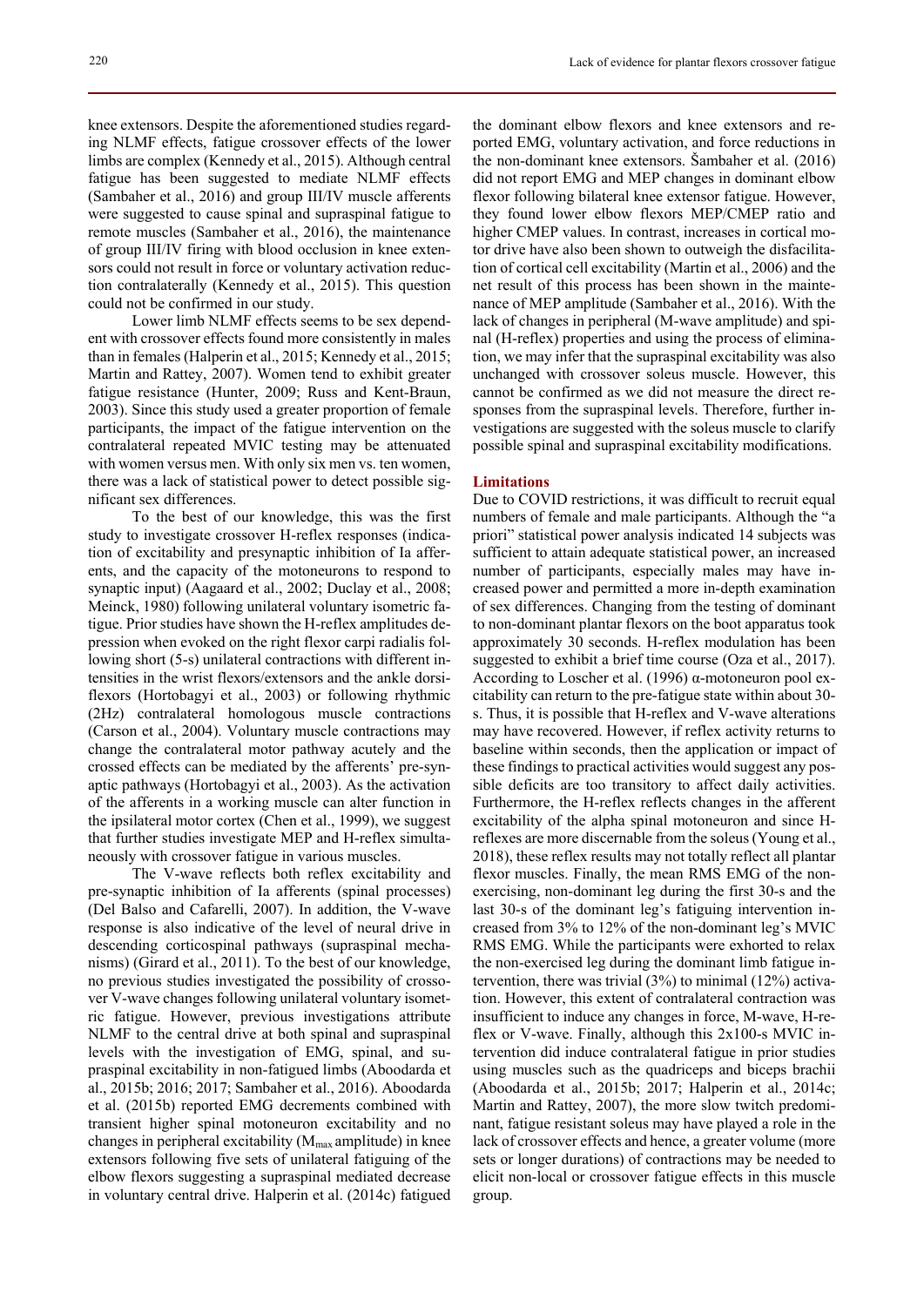knee extensors. Despite the aforementioned studies regarding NLMF effects, fatigue crossover effects of the lower limbs are complex (Kennedy et al., 2015). Although central fatigue has been suggested to mediate NLMF effects (Sambaher et al., 2016) and group III/IV muscle afferents were suggested to cause spinal and supraspinal fatigue to remote muscles (Sambaher et al., 2016), the maintenance of group III/IV firing with blood occlusion in knee extensors could not result in force or voluntary activation reduction contralaterally (Kennedy et al., 2015). This question could not be confirmed in our study.

Lower limb NLMF effects seems to be sex dependent with crossover effects found more consistently in males than in females (Halperin et al., 2015; Kennedy et al., 2015; Martin and Rattey, 2007). Women tend to exhibit greater fatigue resistance (Hunter, 2009; Russ and Kent-Braun, 2003). Since this study used a greater proportion of female participants, the impact of the fatigue intervention on the contralateral repeated MVIC testing may be attenuated with women versus men. With only six men vs. ten women, there was a lack of statistical power to detect possible significant sex differences.

To the best of our knowledge, this was the first study to investigate crossover H-reflex responses (indication of excitability and presynaptic inhibition of Ia afferents, and the capacity of the motoneurons to respond to synaptic input) (Aagaard et al., 2002; Duclay et al., 2008; Meinck, 1980) following unilateral voluntary isometric fatigue. Prior studies have shown the H-reflex amplitudes depression when evoked on the right flexor carpi radialis following short (5-s) unilateral contractions with different intensities in the wrist flexors/extensors and the ankle dorsiflexors (Hortobagyi et al., 2003) or following rhythmic (2Hz) contralateral homologous muscle contractions (Carson et al., 2004). Voluntary muscle contractions may change the contralateral motor pathway acutely and the crossed effects can be mediated by the afferents' pre-synaptic pathways (Hortobagyi et al., 2003). As the activation of the afferents in a working muscle can alter function in the ipsilateral motor cortex (Chen et al., 1999), we suggest that further studies investigate MEP and H-reflex simultaneously with crossover fatigue in various muscles.

The V-wave reflects both reflex excitability and pre-synaptic inhibition of Ia afferents (spinal processes) (Del Balso and Cafarelli, 2007). In addition, the V-wave response is also indicative of the level of neural drive in descending corticospinal pathways (supraspinal mechanisms) (Girard et al., 2011). To the best of our knowledge, no previous studies investigated the possibility of crossover V-wave changes following unilateral voluntary isometric fatigue. However, previous investigations attribute NLMF to the central drive at both spinal and supraspinal levels with the investigation of EMG, spinal, and supraspinal excitability in non-fatigued limbs (Aboodarda et al., 2015b; 2016; 2017; Sambaher et al., 2016). Aboodarda et al. (2015b) reported EMG decrements combined with transient higher spinal motoneuron excitability and no changes in peripheral excitability ($M_{max}$ amplitude) in knee extensors following five sets of unilateral fatiguing of the elbow flexors suggesting a supraspinal mediated decrease in voluntary central drive. Halperin et al. (2014c) fatigued the dominant elbow flexors and knee extensors and reported EMG, voluntary activation, and force reductions in the non-dominant knee extensors. Šambaher et al. (2016) did not report EMG and MEP changes in dominant elbow flexor following bilateral knee extensor fatigue. However, they found lower elbow flexors MEP/CMEP ratio and higher CMEP values. In contrast, increases in cortical motor drive have also been shown to outweigh the disfacilitation of cortical cell excitability (Martin et al., 2006) and the net result of this process has been shown in the maintenance of MEP amplitude (Sambaher et al., 2016). With the lack of changes in peripheral (M-wave amplitude) and spinal (H-reflex) properties and using the process of elimination, we may infer that the supraspinal excitability was also unchanged with crossover soleus muscle. However, this cannot be confirmed as we did not measure the direct responses from the supraspinal levels. Therefore, further investigations are suggested with the soleus muscle to clarify possible spinal and supraspinal excitability modifications.

#### Limitations

Due to COVID restrictions, it was difficult to recruit equal numbers of female and male participants. Although the "a priori" statistical power analysis indicated 14 subjects was sufficient to attain adequate statistical power, an increased number of participants, especially males may have increased power and permitted a more in-depth examination of sex differences. Changing from the testing of dominant to non-dominant plantar flexors on the boot apparatus took approximately 30 seconds. H-reflex modulation has been suggested to exhibit a brief time course (Oza et al., 2017). According to Loscher et al. (1996) α-motoneuron pool excitability can return to the pre-fatigue state within about 30-s. Thus, it is possible that H-reflex and V-wave alterations may have recovered. However, if reflex activity returns to baseline within seconds, then the application or impact of these findings to practical activities would suggest any possible deficits are too transitory to affect daily activities. Furthermore, the H-reflex reflects changes in the afferent excitability of the alpha spinal motoneuron and since H-reflexes are more discernable from the soleus (Young et al., 2018), these reflex results may not totally reflect all plantar flexor muscles. Finally, the mean RMS EMG of the non-exercising, non-dominant leg during the first 30-s and the last 30-s of the dominant leg's fatiguing intervention increased from 3% to 12% of the non-dominant leg's MVIC RMS EMG. While the participants were exhorted to relax the non-exercised leg during the dominant limb fatigue intervention, there was trivial (3%) to minimal (12%) activation. However, this extent of contralateral contraction was insufficient to induce any changes in force, M-wave, H-reflex or V-wave. Finally, although this 2x100-s MVIC intervention did induce contralateral fatigue in prior studies using muscles such as the quadriceps and biceps brachii (Aboodarda et al., 2015b; 2017; Halperin et al., 2014c; Martin and Rattey, 2007), the more slow twitch predominant, fatigue resistant soleus may have played a role in the lack of crossover effects and hence, a greater volume (more sets or longer durations) of contractions may be needed to elicit non-local or crossover fatigue effects in this muscle group.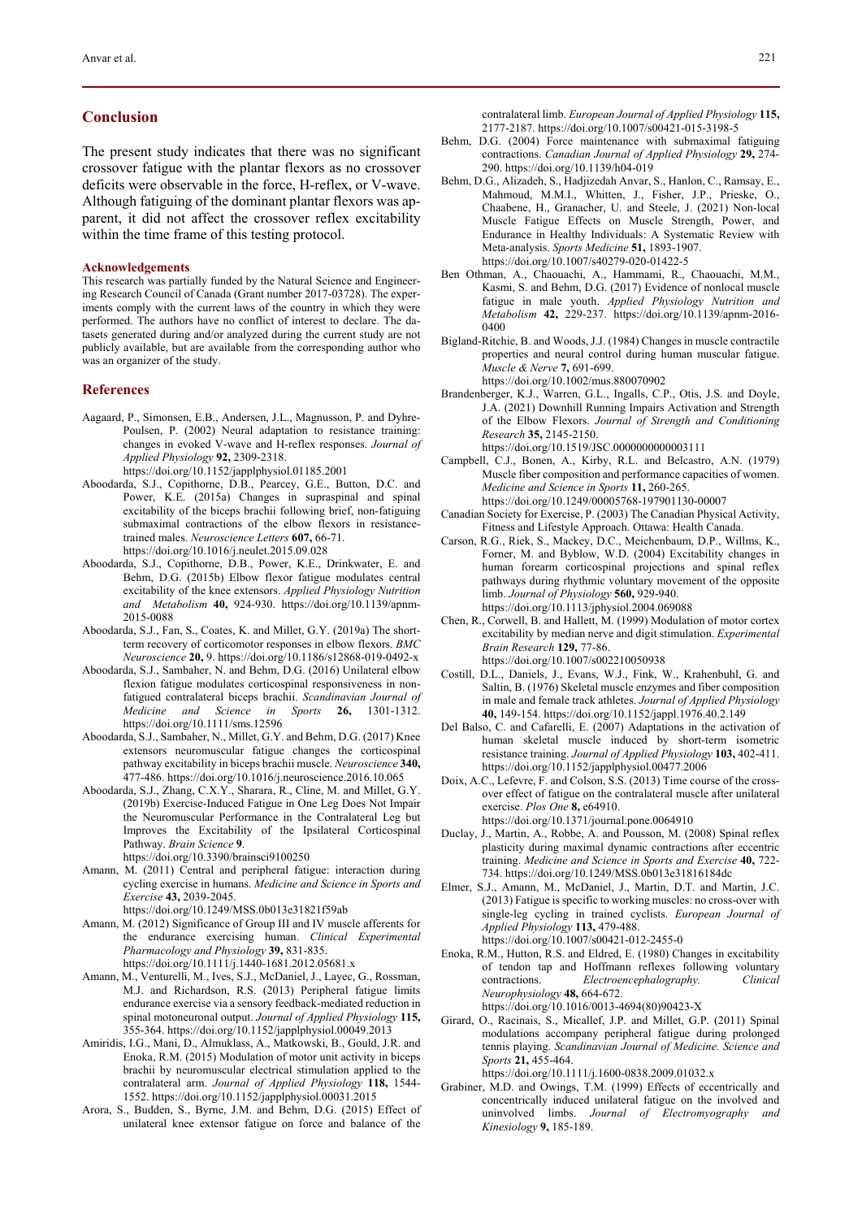## Conclusion

The present study indicates that there was no significant crossover fatigue with the plantar flexors as no crossover deficits were observable in the force, H-reflex, or V-wave. Although fatiguing of the dominant plantar flexors was apparent, it did not affect the crossover reflex excitability within the time frame of this testing protocol.

### Acknowledgements

This research was partially funded by the Natural Science and Engineering Research Council of Canada (Grant number 2017-03728). The experiments comply with the current laws of the country in which they were performed. The authors have no conflict of interest to declare. The datasets generated during and/or analyzed during the current study are not publicly available, but are available from the corresponding author who was an organizer of the study.

## References

Aagaard, P., Simonsen, E.B., Andersen, J.L., Magnusson, P. and Dyhre-Poulsen, P. (2002) Neural adaptation to resistance training: changes in evoked V-wave and H-reflex responses. *Journal of Applied Physiology* **92,** 2309-2318. https://doi.org/10.1152/japplphysiol.01185.2001

Aboodarda, S.J., Copithorne, D.B., Pearcey, G.E., Button, D.C. and Power, K.E. (2015a) Changes in supraspinal and spinal excitability of the biceps brachii following brief, non-fatiguing submaximal contractions of the elbow flexors in resistance-trained males. *Neuroscience Letters* **607,** 66-71. https://doi.org/10.1016/j.neulet.2015.09.028

Aboodarda, S.J., Copithorne, D.B., Power, K.E., Drinkwater, E. and Behm, D.G. (2015b) Elbow flexor fatigue modulates central excitability of the knee extensors. *Applied Physiology Nutrition and Metabolism* **40,** 924-930. https://doi.org/10.1139/apnm-2015-0088

Aboodarda, S.J., Fan, S., Coates, K. and Millet, G.Y. (2019a) The short-term recovery of corticomotor responses in elbow flexors. *BMC Neuroscience* **20,** 9. https://doi.org/10.1186/s12868-019-0492-x

Aboodarda, S.J., Sambaher, N. and Behm, D.G. (2016) Unilateral elbow flexion fatigue modulates corticospinal responsiveness in non-fatigued contralateral biceps brachii. *Scandinavian Journal of Medicine and Science in Sports* **26,** 1301-1312. https://doi.org/10.1111/sms.12596

Aboodarda, S.J., Sambaher, N., Millet, G.Y. and Behm, D.G. (2017) Knee extensors neuromuscular fatigue changes the corticospinal pathway excitability in biceps brachii muscle. *Neuroscience* **340,** 477-486. https://doi.org/10.1016/j.neuroscience.2016.10.065

Aboodarda, S.J., Zhang, C.X.Y., Sharara, R., Cline, M. and Millet, G.Y. (2019b) Exercise-Induced Fatigue in One Leg Does Not Impair the Neuromuscular Performance in the Contralateral Leg but Improves the Excitability of the Ipsilateral Corticospinal Pathway. *Brain Science* **9**. https://doi.org/10.3390/brainsci9100250

Amann, M. (2011) Central and peripheral fatigue: interaction during cycling exercise in humans. *Medicine and Science in Sports and Exercise* **43,** 2039-2045. https://doi.org/10.1249/MSS.0b013e31821f59ab

Amann, M. (2012) Significance of Group III and IV muscle afferents for the endurance exercising human. *Clinical Experimental Pharmacology and Physiology* **39,** 831-835. https://doi.org/10.1111/j.1440-1681.2012.05681.x

Amann, M., Venturelli, M., Ives, S.J., McDaniel, J., Layec, G., Rossman, M.J. and Richardson, R.S. (2013) Peripheral fatigue limits endurance exercise via a sensory feedback-mediated reduction in spinal motoneuronal output. *Journal of Applied Physiology* **115,** 355-364. https://doi.org/10.1152/japplphysiol.00049.2013

Amiridis, I.G., Mani, D., Almuklass, A., Matkowski, B., Gould, J.R. and Enoka, R.M. (2015) Modulation of motor unit activity in biceps brachii by neuromuscular electrical stimulation applied to the contralateral arm. *Journal of Applied Physiology* **118,** 1544-1552. https://doi.org/10.1152/japplphysiol.00031.2015

Arora, S., Budden, S., Byrne, J.M. and Behm, D.G. (2015) Effect of unilateral knee extensor fatigue on force and balance of the contralateral limb. *European Journal of Applied Physiology* **115,** 2177-2187. https://doi.org/10.1007/s00421-015-3198-5

Behm, D.G. (2004) Force maintenance with submaximal fatiguing contractions. *Canadian Journal of Applied Physiology* **29,** 274-290. https://doi.org/10.1139/h04-019

Behm, D.G., Alizadeh, S., Hadjizedah Anvar, S., Hanlon, C., Ramsay, E., Mahmoud, M.M.I., Whitten, J., Fisher, J.P., Prieske, O., Chaabene, H., Granacher, U. and Steele, J. (2021) Non-local Muscle Fatigue Effects on Muscle Strength, Power, and Endurance in Healthy Individuals: A Systematic Review with Meta-analysis. *Sports Medicine* **51,** 1893-1907. https://doi.org/10.1007/s40279-020-01422-5

Ben Othman, A., Chaouachi, A., Hammami, R., Chaouachi, M.M., Kasmi, S. and Behm, D.G. (2017) Evidence of nonlocal muscle fatigue in male youth. *Applied Physiology Nutrition and Metabolism* **42,** 229-237. https://doi.org/10.1139/apnm-2016-0400

Bigland-Ritchie, B. and Woods, J.J. (1984) Changes in muscle contractile properties and neural control during human muscular fatigue. *Muscle & Nerve* **7,** 691-699. https://doi.org/10.1002/mus.880070902

Brandenberger, K.J., Warren, G.L., Ingalls, C.P., Otis, J.S. and Doyle, J.A. (2021) Downhill Running Impairs Activation and Strength of the Elbow Flexors. *Journal of Strength and Conditioning Research* **35,** 2145-2150. https://doi.org/10.1519/JSC.0000000000003111

Campbell, C.J., Bonen, A., Kirby, R.L. and Belcastro, A.N. (1979) Muscle fiber composition and performance capacities of women. *Medicine and Science in Sports* **11,** 260-265. https://doi.org/10.1249/00005768-197901130-00007

Canadian Society for Exercise, P. (2003) The Canadian Physical Activity, Fitness and Lifestyle Approach. Ottawa: Health Canada.

Carson, R.G., Riek, S., Mackey, D.C., Meichenbaum, D.P., Willms, K., Forner, M. and Byblow, W.D. (2004) Excitability changes in human forearm corticospinal projections and spinal reflex pathways during rhythmic voluntary movement of the opposite limb. *Journal of Physiology* **560,** 929-940. https://doi.org/10.1113/jphysiol.2004.069088

Chen, R., Corwell, B. and Hallett, M. (1999) Modulation of motor cortex excitability by median nerve and digit stimulation. *Experimental Brain Research* **129,** 77-86. https://doi.org/10.1007/s002210050938

Costill, D.L., Daniels, J., Evans, W.J., Fink, W., Krahenbuhl, G. and Saltin, B. (1976) Skeletal muscle enzymes and fiber composition in male and female track athletes. *Journal of Applied Physiology* **40,** 149-154. https://doi.org/10.1152/jappl.1976.40.2.149

Del Balso, C. and Cafarelli, E. (2007) Adaptations in the activation of human skeletal muscle induced by short-term isometric resistance training. *Journal of Applied Physiology* **103,** 402-411. https://doi.org/10.1152/japplphysiol.00477.2006

Doix, A.C., Lefevre, F. and Colson, S.S. (2013) Time course of the cross-over effect of fatigue on the contralateral muscle after unilateral exercise. *Plos One* **8,** e64910. https://doi.org/10.1371/journal.pone.0064910

Duclay, J., Martin, A., Robbe, A. and Pousson, M. (2008) Spinal reflex plasticity during maximal dynamic contractions after eccentric training. *Medicine and Science in Sports and Exercise* **40,** 722-734. https://doi.org/10.1249/MSS.0b013e31816184dc

Elmer, S.J., Amann, M., McDaniel, J., Martin, D.T. and Martin, J.C. (2013) Fatigue is specific to working muscles: no cross-over with single-leg cycling in trained cyclists. *European Journal of Applied Physiology* **113,** 479-488. https://doi.org/10.1007/s00421-012-2455-0

Enoka, R.M., Hutton, R.S. and Eldred, E. (1980) Changes in excitability of tendon tap and Hoffmann reflexes following voluntary contractions. *Electroencephalography. Clinical Neurophysiology* **48,** 664-672. https://doi.org/10.1016/0013-4694(80)90423-X

Girard, O., Racinais, S., Micallef, J.P. and Millet, G.P. (2011) Spinal modulations accompany peripheral fatigue during prolonged tennis playing. *Scandinavian Journal of Medicine. Science and Sports* **21,** 455-464. https://doi.org/10.1111/j.1600-0838.2009.01032.x

Grabiner, M.D. and Owings, T.M. (1999) Effects of eccentrically and concentrically induced unilateral fatigue on the involved and uninvolved limbs. *Journal of Electromyography and Kinesiology* **9,** 185-189.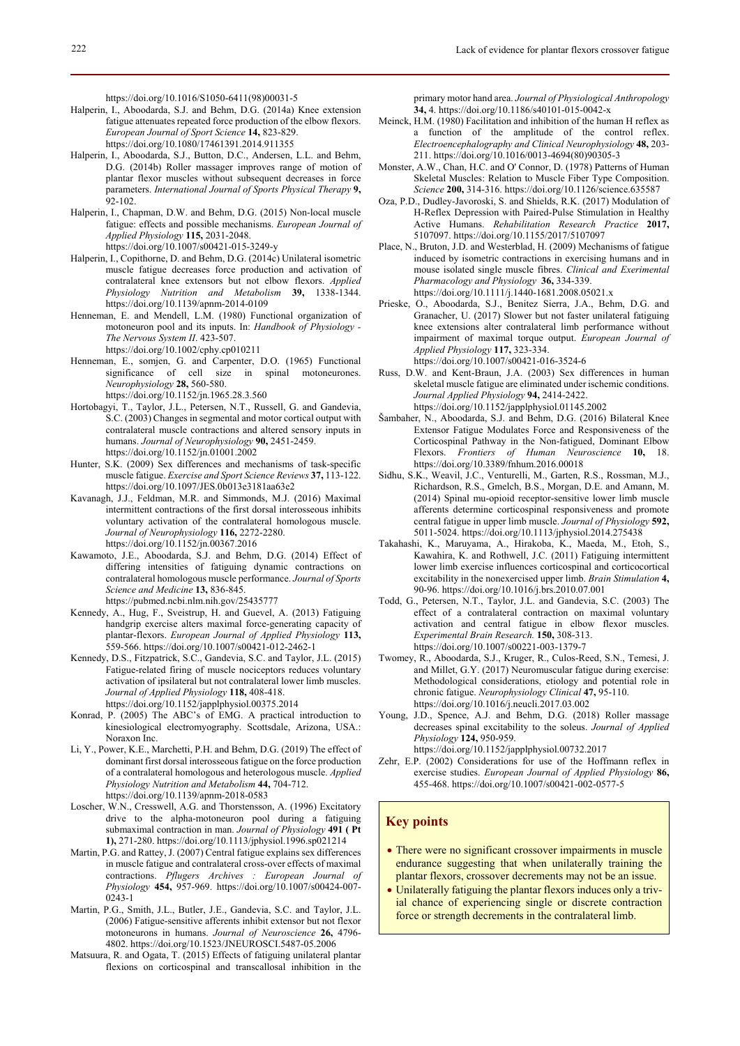https://doi.org/10.1016/S1050-6411(98)00031-5

Halperin, I., Aboodarda, S.J. and Behm, D.G. (2014a) Knee extension fatigue attenuates repeated force production of the elbow flexors. *European Journal of Sport Science* **14,** 823-829. https://doi.org/10.1080/17461391.2014.911355

Halperin, I., Aboodarda, S.J., Button, D.C., Andersen, L.L. and Behm, D.G. (2014b) Roller massager improves range of motion of plantar flexor muscles without subsequent decreases in force parameters. *International Journal of Sports Physical Therapy* **9,** 92-102.

Halperin, I., Chapman, D.W. and Behm, D.G. (2015) Non-local muscle fatigue: effects and possible mechanisms. *European Journal of Applied Physiology* **115,** 2031-2048. https://doi.org/10.1007/s00421-015-3249-y

Halperin, I., Copithorne, D. and Behm, D.G. (2014c) Unilateral isometric muscle fatigue decreases force production and activation of contralateral knee extensors but not elbow flexors. *Applied Physiology Nutrition and Metabolism* **39,** 1338-1344. https://doi.org/10.1139/apnm-2014-0109

Henneman, E. and Mendell, L.M. (1980) Functional organization of motoneuron pool and its inputs. In: *Handbook of Physiology - The Nervous System II*. 423-507. https://doi.org/10.1002/cphy.cp010211

Henneman, E., somjen, G. and Carpenter, D.O. (1965) Functional significance of cell size in spinal motoneurones. *Neurophysiology* **28,** 560-580. https://doi.org/10.1152/jn.1965.28.3.560

Hortobagyi, T., Taylor, J.L., Petersen, N.T., Russell, G. and Gandevia, S.C. (2003) Changes in segmental and motor cortical output with contralateral muscle contractions and altered sensory inputs in humans. *Journal of Neurophysiology* **90,** 2451-2459. https://doi.org/10.1152/jn.01001.2002

Hunter, S.K. (2009) Sex differences and mechanisms of task-specific muscle fatigue. *Exercise and Sport Science Reviews* **37,** 113-122. https://doi.org/10.1097/JES.0b013e3181aa63e2

Kavanagh, J.J., Feldman, M.R. and Simmonds, M.J. (2016) Maximal intermittent contractions of the first dorsal interosseous inhibits voluntary activation of the contralateral homologous muscle. *Journal of Neurophysiology* **116,** 2272-2280. https://doi.org/10.1152/jn.00367.2016

Kawamoto, J.E., Aboodarda, S.J. and Behm, D.G. (2014) Effect of differing intensities of fatiguing dynamic contractions on contralateral homologous muscle performance. *Journal of Sports Science and Medicine* **13,** 836-845. https://pubmed.ncbi.nlm.nih.gov/25435777

Kennedy, A., Hug, F., Sveistrup, H. and Guevel, A. (2013) Fatiguing handgrip exercise alters maximal force-generating capacity of plantar-flexors. *European Journal of Applied Physiology* **113,** 559-566. https://doi.org/10.1007/s00421-012-2462-1

Kennedy, D.S., Fitzpatrick, S.C., Gandevia, S.C. and Taylor, J.L. (2015) Fatigue-related firing of muscle nociceptors reduces voluntary activation of ipsilateral but not contralateral lower limb muscles. *Journal of Applied Physiology* **118,** 408-418. https://doi.org/10.1152/japplphysiol.00375.2014

Konrad, P. (2005) The ABC's of EMG. A practical introduction to kinesiological electromyography. Scottsdale, Arizona, USA.: Noraxon Inc.

Li, Y., Power, K.E., Marchetti, P.H. and Behm, D.G. (2019) The effect of dominant first dorsal interosseous fatigue on the force production of a contralateral homologous and heterologous muscle. *Applied Physiology Nutrition and Metabolism* **44,** 704-712. https://doi.org/10.1139/apnm-2018-0583

Loscher, W.N., Cresswell, A.G. and Thorstensson, A. (1996) Excitatory drive to the alpha-motoneuron pool during a fatiguing submaximal contraction in man. *Journal of Physiology* **491 ( Pt 1),** 271-280. https://doi.org/10.1113/jphysiol.1996.sp021214

Martin, P.G. and Rattey, J. (2007) Central fatigue explains sex differences in muscle fatigue and contralateral cross-over effects of maximal contractions. *Pflugers Archives : European Journal of Physiology* **454,** 957-969. https://doi.org/10.1007/s00424-007-0243-1

Martin, P.G., Smith, J.L., Butler, J.E., Gandevia, S.C. and Taylor, J.L. (2006) Fatigue-sensitive afferents inhibit extensor but not flexor motoneurons in humans. *Journal of Neuroscience* **26,** 4796-4802. https://doi.org/10.1523/JNEUROSCI.5487-05.2006

Matsuura, R. and Ogata, T. (2015) Effects of fatiguing unilateral plantar flexions on corticospinal and transcallosal inhibition in the primary motor hand area. *Journal of Physiological Anthropology* **34,** 4. https://doi.org/10.1186/s40101-015-0042-x

Meinck, H.M. (1980) Facilitation and inhibition of the human H reflex as a function of the amplitude of the control reflex. *Electroencephalography and Clinical Neurophysiology* **48,** 203-211. https://doi.org/10.1016/0013-4694(80)90305-3

Monster, A.W., Chan, H.C. and O' Connor, D. (1978) Patterns of Human Skeletal Muscles: Relation to Muscle Fiber Type Composition. *Science* **200,** 314-316. https://doi.org/10.1126/science.635587

Oza, P.D., Dudley-Javoroski, S. and Shields, R.K. (2017) Modulation of H-Reflex Depression with Paired-Pulse Stimulation in Healthy Active Humans. *Rehabilitation Research Practice* **2017,** 5107097. https://doi.org/10.1155/2017/5107097

Place, N., Bruton, J.D. and Westerblad, H. (2009) Mechanisms of fatigue induced by isometric contractions in exercising humans and in mouse isolated single muscle fibres. *Clinical and Exerimental Pharmacology and Physiology* **36,** 334-339. https://doi.org/10.1111/j.1440-1681.2008.05021.x

Prieske, O., Aboodarda, S.J., Benitez Sierra, J.A., Behm, D.G. and Granacher, U. (2017) Slower but not faster unilateral fatiguing knee extensions alter contralateral limb performance without impairment of maximal torque output. *European Journal of Applied Physiology* **117,** 323-334. https://doi.org/10.1007/s00421-016-3524-6

Russ, D.W. and Kent-Braun, J.A. (2003) Sex differences in human skeletal muscle fatigue are eliminated under ischemic conditions. *Journal Applied Physiology* **94,** 2414-2422. https://doi.org/10.1152/japplphysiol.01145.2002

Šambaher, N., Aboodarda, S.J. and Behm, D.G. (2016) Bilateral Knee Extensor Fatigue Modulates Force and Responsiveness of the Corticospinal Pathway in the Non-fatigued, Dominant Elbow Flexors. *Frontiers of Human Neuroscience* **10,** 18. https://doi.org/10.3389/fnhum.2016.00018

Sidhu, S.K., Weavil, J.C., Venturelli, M., Garten, R.S., Rossman, M.J., Richardson, R.S., Gmelch, B.S., Morgan, D.E. and Amann, M. (2014) Spinal mu-opioid receptor-sensitive lower limb muscle afferents determine corticospinal responsiveness and promote central fatigue in upper limb muscle. *Journal of Physiology* **592,** 5011-5024. https://doi.org/10.1113/jphysiol.2014.275438

Takahashi, K., Maruyama, A., Hirakoba, K., Maeda, M., Etoh, S., Kawahira, K. and Rothwell, J.C. (2011) Fatiguing intermittent lower limb exercise influences corticospinal and corticocortical excitability in the nonexercised upper limb. *Brain Stimulation* **4,** 90-96. https://doi.org/10.1016/j.brs.2010.07.001

Todd, G., Petersen, N.T., Taylor, J.L. and Gandevia, S.C. (2003) The effect of a contralateral contraction on maximal voluntary activation and central fatigue in elbow flexor muscles. *Experimental Brain Research.* **150,** 308-313. https://doi.org/10.1007/s00221-003-1379-7

Twomey, R., Aboodarda, S.J., Kruger, R., Culos-Reed, S.N., Temesi, J. and Millet, G.Y. (2017) Neuromuscular fatigue during exercise: Methodological considerations, etiology and potential role in chronic fatigue. *Neurophysiology Clinical* **47,** 95-110. https://doi.org/10.1016/j.neucli.2017.03.002

Young, J.D., Spence, A.J. and Behm, D.G. (2018) Roller massage decreases spinal excitability to the soleus. *Journal of Applied Physiology* **124,** 950-959. https://doi.org/10.1152/japplphysiol.00732.2017

Zehr, E.P. (2002) Considerations for use of the Hoffmann reflex in exercise studies. *European Journal of Applied Physiology* **86,** 455-468. https://doi.org/10.1007/s00421-002-0577-5

## Key points

- There were no significant crossover impairments in muscle endurance suggesting that when unilaterally training the plantar flexors, crossover decrements may not be an issue.
- Unilaterally fatiguing the plantar flexors induces only a trivial chance of experiencing single or discrete contraction force or strength decrements in the contralateral limb.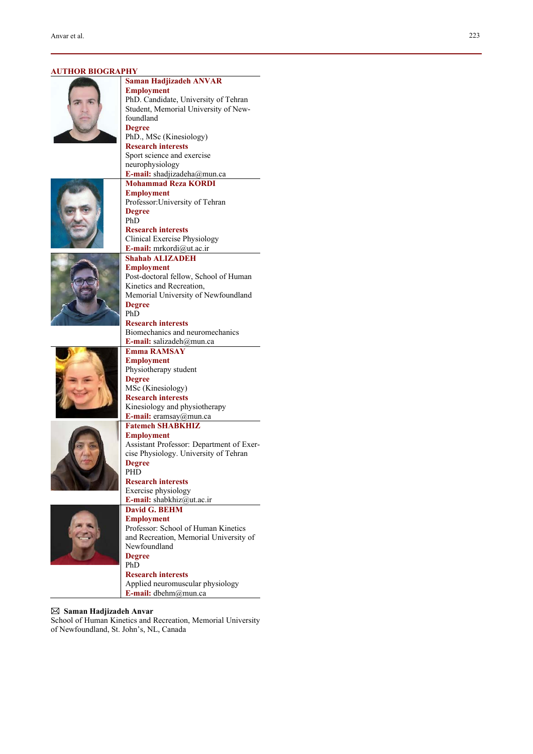## AUTHOR BIOGRAPHY

**Saman Hadjizadeh ANVAR**

**Employment**

PhD. Candidate, University of Tehran Student, Memorial University of Newfoundland

**Degree**

PhD., MSc (Kinesiology)

**Research interests**

Sport science and exercise neurophysiology

**E-mail:** shadjizadeha@mun.ca

**Mohammad Reza KORDI**

**Employment**

Professor:University of Tehran

**Degree**

PhD

**Research interests**

Clinical Exercise Physiology

**E-mail:** mrkordi@ut.ac.ir

**Shahab ALIZADEH**

**Employment**

Post-doctoral fellow, School of Human Kinetics and Recreation, Memorial University of Newfoundland

**Degree**

PhD

**Research interests**

Biomechanics and neuromechanics

**E-mail:** salizadeh@mun.ca

**Emma RAMSAY**

**Employment**

Physiotherapy student

**Degree**

MSc (Kinesiology)

**Research interests**

Kinesiology and physiotherapy

**E-mail:** eramsay@mun.ca

**Fatemeh SHABKHIZ**

**Employment**

Assistant Professor: Department of Exercise Physiology. University of Tehran

**Degree**

PHD

**Research interests**

Exercise physiology

**E-mail:** shabkhiz@ut.ac.ir

**David G. BEHM**

**Employment**

Professor: School of Human Kinetics and Recreation, Memorial University of Newfoundland

**Degree**

PhD

**Research interests**

Applied neuromuscular physiology

**E-mail:** dbehm@mun.ca

✉ **Saman Hadjizadeh Anvar**

School of Human Kinetics and Recreation, Memorial University of Newfoundland, St. John's, NL, Canada